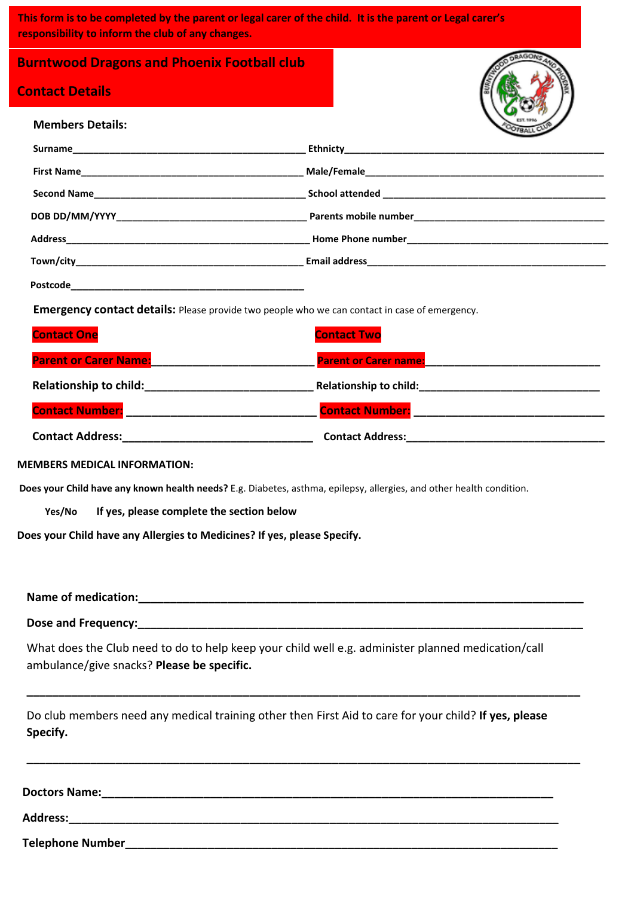**This form is to be completed by the parent or legal carer of the child. It is the parent or Legal carer's responsibility to inform the club of any changes.**

# Burntwood Dragons and Phoenix Football club

## Contact Details

### Members Details:

**Surname**\_\_\_\_\_\_\_\_\_\_\_\_\_\_\_\_\_\_\_\_\_\_\_\_\_\_\_\_\_\_\_\_\_\_\_\_\_\_\_\_\_\_\_\_\_ **Ethnicty**\_\_\_\_\_\_\_\_\_\_\_\_\_\_\_\_\_\_\_\_\_\_\_\_\_\_\_\_\_\_\_\_\_\_\_\_\_\_\_\_\_\_\_\_\_\_\_\_\_

**First Name**\_\_\_\_\_\_\_\_\_\_\_\_\_\_\_\_\_\_\_\_\_\_\_\_\_\_\_\_\_\_\_\_\_\_\_\_\_\_\_\_\_\_ **Male/Female**\_\_\_\_\_\_\_\_\_\_\_\_\_\_\_\_\_\_\_\_\_\_\_\_\_\_\_\_\_\_\_\_\_\_\_\_\_\_\_\_\_\_\_\_

**Second Name**\_\_\_\_\_\_\_\_\_\_\_\_\_\_\_\_\_\_\_\_\_\_\_\_\_\_\_\_\_\_\_\_\_\_\_\_\_\_\_\_ **School attended** \_\_\_\_\_\_\_\_\_\_\_\_\_\_\_\_\_\_\_\_\_\_\_\_\_\_\_\_\_\_\_\_\_\_\_\_\_\_\_\_\_\_\_\_

**DOB DD/MM/YYYY**\_\_\_\_\_\_\_\_\_\_\_\_\_\_\_\_\_\_\_\_\_\_\_\_\_\_\_\_\_\_\_\_\_\_\_\_ **Parents mobile number**\_\_\_\_\_\_\_\_\_\_\_\_\_\_\_\_\_\_\_\_\_\_\_\_\_\_\_\_\_\_\_\_\_\_\_\_\_

**Address**\_\_\_\_\_\_\_\_\_\_\_\_\_\_\_\_\_\_\_\_\_\_\_\_\_\_\_\_\_\_\_\_\_\_\_\_\_\_\_\_\_\_\_\_\_\_ **Home Phone number**\_\_\_\_\_\_\_\_\_\_\_\_\_\_\_\_\_\_\_\_\_\_\_\_\_\_\_\_\_\_\_\_\_\_\_\_\_\_\_

**Town/city**\_\_\_\_\_\_\_\_\_\_\_\_\_\_\_\_\_\_\_\_\_\_\_\_\_\_\_\_\_\_\_\_\_\_\_\_\_\_\_\_\_\_\_\_ **Email address**\_\_\_\_\_\_\_\_\_\_\_\_\_\_\_\_\_\_\_\_\_\_\_\_\_\_\_\_\_\_\_\_\_\_\_\_\_\_\_\_\_\_\_\_\_\_

**Postcode**\_\_\_\_\_\_\_\_\_\_\_\_\_\_\_\_\_\_\_\_\_\_\_\_\_\_\_\_\_\_\_\_\_\_\_\_\_\_\_\_\_\_\_\_\_

**Emergency contact details:** Please provide two people who we can contact in case of emergency.

**Contact One**

**Parent or Carer Name:**\_\_\_\_\_\_\_\_\_\_\_\_\_\_\_\_\_\_\_\_\_\_\_\_\_\_\_

**Relationship to child:**\_\_\_\_\_\_\_\_\_\_\_\_\_\_\_\_\_\_\_\_\_\_\_\_\_\_\_\_

**Contact Number:** \_\_\_\_\_\_\_\_\_\_\_\_\_\_\_\_\_\_\_\_\_\_\_\_\_\_\_\_\_\_\_\_

**Contact Address:**\_\_\_\_\_\_\_\_\_\_\_\_\_\_\_\_\_\_\_\_\_\_\_\_\_\_\_\_\_\_\_\_\_

**Contact Two**

**Parent or Carer name:**\_\_\_\_\_\_\_\_\_\_\_\_\_\_\_\_\_\_\_\_\_\_\_\_\_\_\_\_\_\_\_

**Relationship to child:**\_\_\_\_\_\_\_\_\_\_\_\_\_\_\_\_\_\_\_\_\_\_\_\_\_\_\_\_\_\_\_

**Contact Number:** \_\_\_\_\_\_\_\_\_\_\_\_\_\_\_\_\_\_\_\_\_\_\_\_\_\_\_\_\_\_\_\_\_

**Contact Address:**\_\_\_\_\_\_\_\_\_\_\_\_\_\_\_\_\_\_\_\_\_\_\_\_\_\_\_\_\_\_\_\_\_\_\_

### MEMBERS MEDICAL INFORMATION:

**Does your Child have any known health needs?** E.g. Diabetes, asthma, epilepsy, allergies, and other health condition.

**Yes/No** **If yes, please complete the section below**

**Does your Child have any Allergies to Medicines? If yes, please Specify.**

**Name of medication:**\_\_\_\_\_\_\_\_\_\_\_\_\_\_\_\_\_\_\_\_\_\_\_\_\_\_\_\_\_\_\_\_\_\_\_\_\_\_\_\_\_\_\_\_\_\_\_\_\_\_\_\_\_\_\_\_\_\_\_\_\_\_\_\_\_\_\_\_\_\_\_\_\_

**Dose and Frequency:**\_\_\_\_\_\_\_\_\_\_\_\_\_\_\_\_\_\_\_\_\_\_\_\_\_\_\_\_\_\_\_\_\_\_\_\_\_\_\_\_\_\_\_\_\_\_\_\_\_\_\_\_\_\_\_\_\_\_\_\_\_\_\_\_\_\_\_\_\_\_\_\_\_

What does the Club need to do to help keep your child well e.g. administer planned medication/call ambulance/give snacks? **Please be specific.**

\_\_\_\_\_\_\_\_\_\_\_\_\_\_\_\_\_\_\_\_\_\_\_\_\_\_\_\_\_\_\_\_\_\_\_\_\_\_\_\_\_\_\_\_\_\_\_\_\_\_\_\_\_\_\_\_\_\_\_\_\_\_\_\_\_\_\_\_\_\_\_\_\_\_\_\_\_\_\_\_\_\_\_\_\_\_\_\_\_\_\_

Do club members need any medical training other then First Aid to care for your child? **If yes, please Specify.**

\_\_\_\_\_\_\_\_\_\_\_\_\_\_\_\_\_\_\_\_\_\_\_\_\_\_\_\_\_\_\_\_\_\_\_\_\_\_\_\_\_\_\_\_\_\_\_\_\_\_\_\_\_\_\_\_\_\_\_\_\_\_\_\_\_\_\_\_\_\_\_\_\_\_\_\_\_\_\_\_\_\_\_\_\_\_\_\_\_\_\_

**Doctors Name:**\_\_\_\_\_\_\_\_\_\_\_\_\_\_\_\_\_\_\_\_\_\_\_\_\_\_\_\_\_\_\_\_\_\_\_\_\_\_\_\_\_\_\_\_\_\_\_\_\_\_\_\_\_\_\_\_\_\_\_\_\_\_\_\_\_\_\_\_\_\_\_\_\_

**Address:**\_\_\_\_\_\_\_\_\_\_\_\_\_\_\_\_\_\_\_\_\_\_\_\_\_\_\_\_\_\_\_\_\_\_\_\_\_\_\_\_\_\_\_\_\_\_\_\_\_\_\_\_\_\_\_\_\_\_\_\_\_\_\_\_\_\_\_\_\_\_\_\_\_\_\_\_\_\_\_

**Telephone Number**\_\_\_\_\_\_\_\_\_\_\_\_\_\_\_\_\_\_\_\_\_\_\_\_\_\_\_\_\_\_\_\_\_\_\_\_\_\_\_\_\_\_\_\_\_\_\_\_\_\_\_\_\_\_\_\_\_\_\_\_\_\_\_\_\_\_\_\_\_\_\_\_\_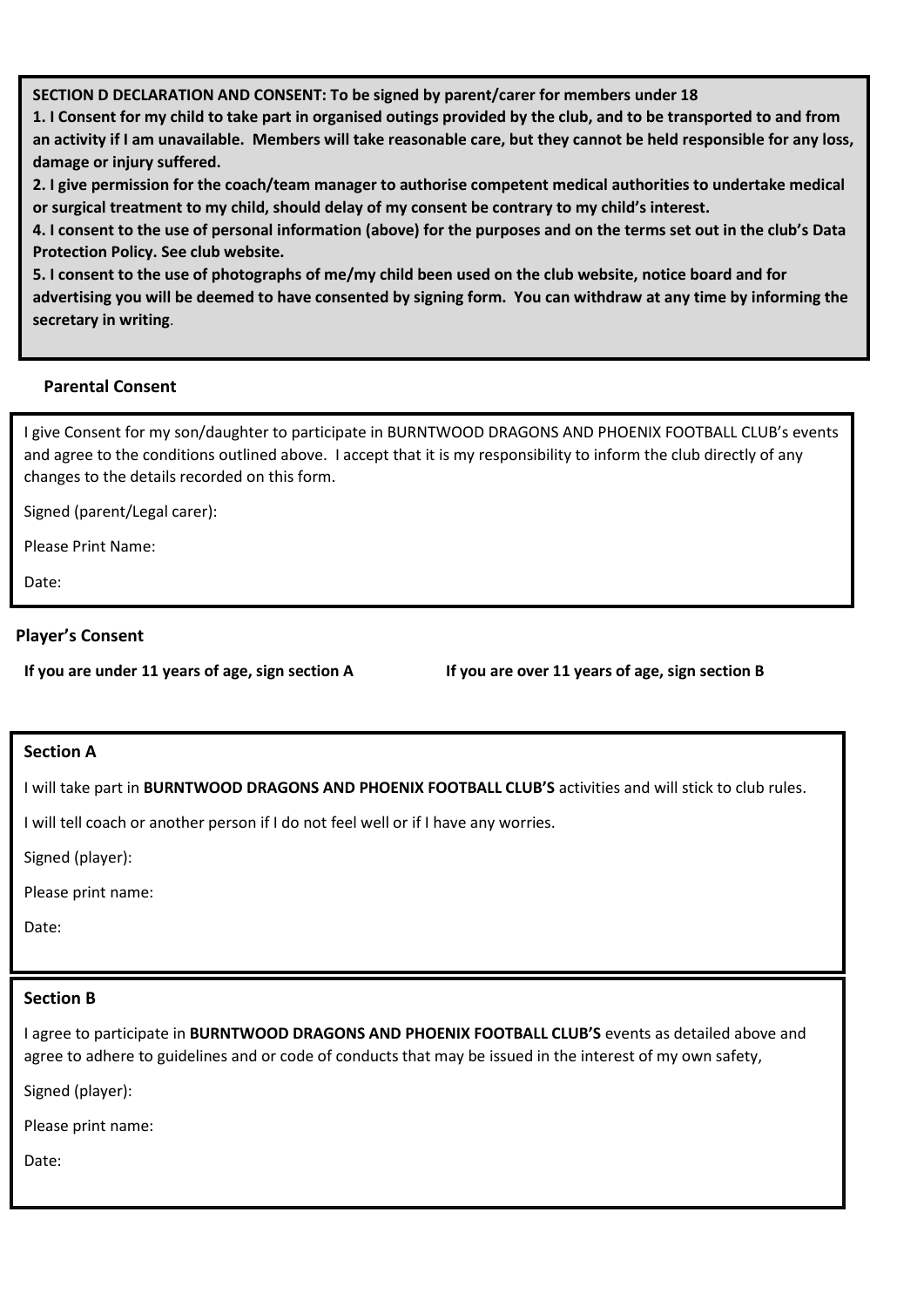**SECTION D DECLARATION AND CONSENT: To be signed by parent/carer for members under 18**

**1. I Consent for my child to take part in organised outings provided by the club, and to be transported to and from an activity if I am unavailable. Members will take reasonable care, but they cannot be held responsible for any loss, damage or injury suffered.**

**2. I give permission for the coach/team manager to authorise competent medical authorities to undertake medical or surgical treatment to my child, should delay of my consent be contrary to my child's interest.**

**4. I consent to the use of personal information (above) for the purposes and on the terms set out in the club's Data Protection Policy. See club website.**

**5. I consent to the use of photographs of me/my child been used on the club website, notice board and for advertising you will be deemed to have consented by signing form. You can withdraw at any time by informing the secretary in writing**.

## Parental Consent

I give Consent for my son/daughter to participate in BURNTWOOD DRAGONS AND PHOENIX FOOTBALL CLUB's events and agree to the conditions outlined above. I accept that it is my responsibility to inform the club directly of any changes to the details recorded on this form.

Signed (parent/Legal carer):

Please Print Name:

Date:

## Player's Consent

**If you are under 11 years of age, sign section A**

**If you are over 11 years of age, sign section B**

### Section A

I will take part in **BURNTWOOD DRAGONS AND PHOENIX FOOTBALL CLUB'S** activities and will stick to club rules.

I will tell coach or another person if I do not feel well or if I have any worries.

Signed (player):

Please print name:

Date:

### Section B

I agree to participate in **BURNTWOOD DRAGONS AND PHOENIX FOOTBALL CLUB'S** events as detailed above and agree to adhere to guidelines and or code of conducts that may be issued in the interest of my own safety,

Signed (player):

Please print name:

Date: